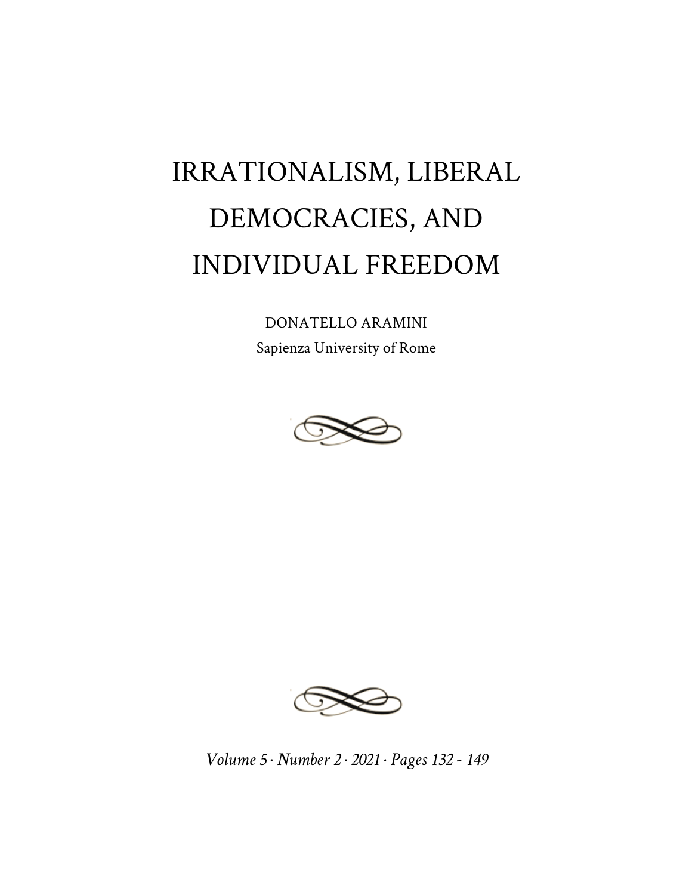# IRRATIONALISM, LIBERAL DEMOCRACIES, AND INDIVIDUAL FREEDOM

DONATELLO ARAMINI

Sapienza University of Rome

*Volume 5 · Number 2 · 2021 · Pages 132 - 149*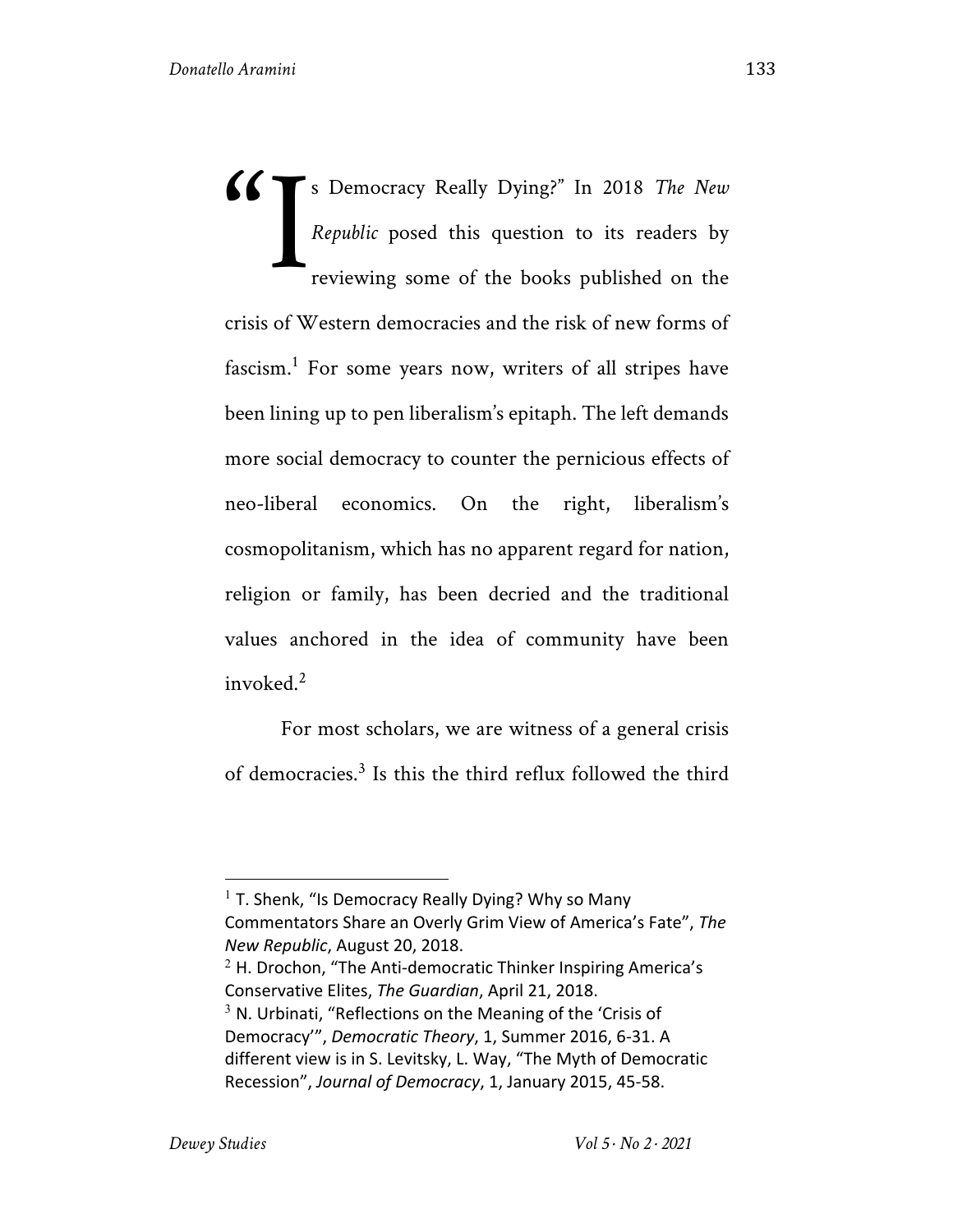"Is Democracy Really Dying?" In 2018 *The New Republic* posed this question to its readers by reviewing some of the books published on the crisis of Western democracies and the risk of new forms of fascism.[1] For some years now, writers of all stripes have been lining up to pen liberalism's epitaph. The left demands more social democracy to counter the pernicious effects of neo-liberal economics. On the right, liberalism's cosmopolitanism, which has no apparent regard for nation, religion or family, has been decried and the traditional values anchored in the idea of community have been invoked.[2]

For most scholars, we are witness of a general crisis of democracies.[3] Is this the third reflux followed the third

---

[1] T. Shenk, "Is Democracy Really Dying? Why so Many Commentators Share an Overly Grim View of America's Fate", *The New Republic*, August 20, 2018.

[2] H. Drochon, "The Anti-democratic Thinker Inspiring America's Conservative Elites, *The Guardian*, April 21, 2018.

[3] N. Urbinati, "Reflections on the Meaning of the 'Crisis of Democracy'", *Democratic Theory*, 1, Summer 2016, 6-31. A different view is in S. Levitsky, L. Way, "The Myth of Democratic Recession", *Journal of Democracy*, 1, January 2015, 45-58.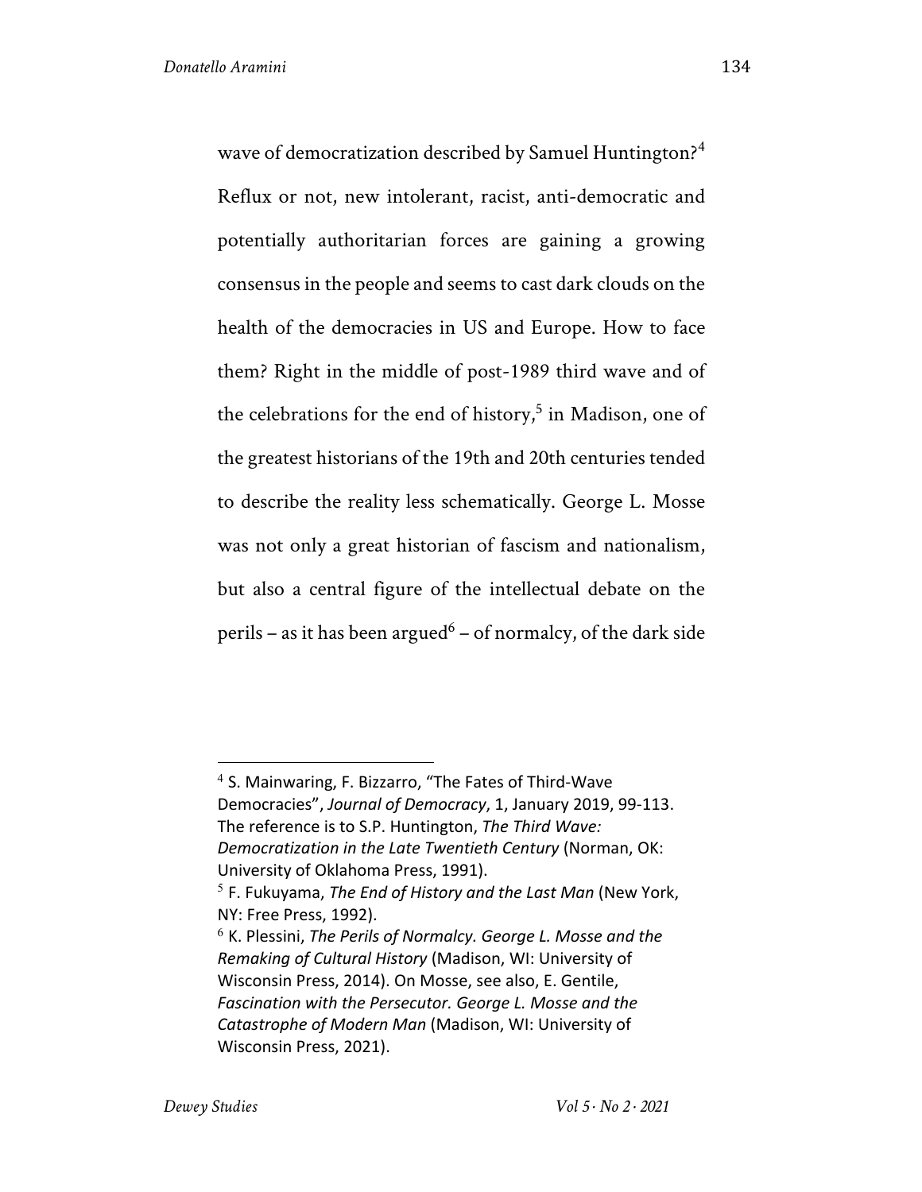wave of democratization described by Samuel Huntington?[4] Reflux or not, new intolerant, racist, anti-democratic and potentially authoritarian forces are gaining a growing consensus in the people and seems to cast dark clouds on the health of the democracies in US and Europe. How to face them? Right in the middle of post-1989 third wave and of the celebrations for the end of history,[5] in Madison, one of the greatest historians of the 19th and 20th centuries tended to describe the reality less schematically. George L. Mosse was not only a great historian of fascism and nationalism, but also a central figure of the intellectual debate on the perils – as it has been argued[6] – of normalcy, of the dark side

---

[4] S. Mainwaring, F. Bizzarro, "The Fates of Third-Wave Democracies", *Journal of Democracy*, 1, January 2019, 99-113. The reference is to S.P. Huntington, *The Third Wave: Democratization in the Late Twentieth Century* (Norman, OK: University of Oklahoma Press, 1991).

[5] F. Fukuyama, *The End of History and the Last Man* (New York, NY: Free Press, 1992).

[6] K. Plessini, *The Perils of Normalcy. George L. Mosse and the Remaking of Cultural History* (Madison, WI: University of Wisconsin Press, 2014). On Mosse, see also, E. Gentile, *Fascination with the Persecutor. George L. Mosse and the Catastrophe of Modern Man* (Madison, WI: University of Wisconsin Press, 2021).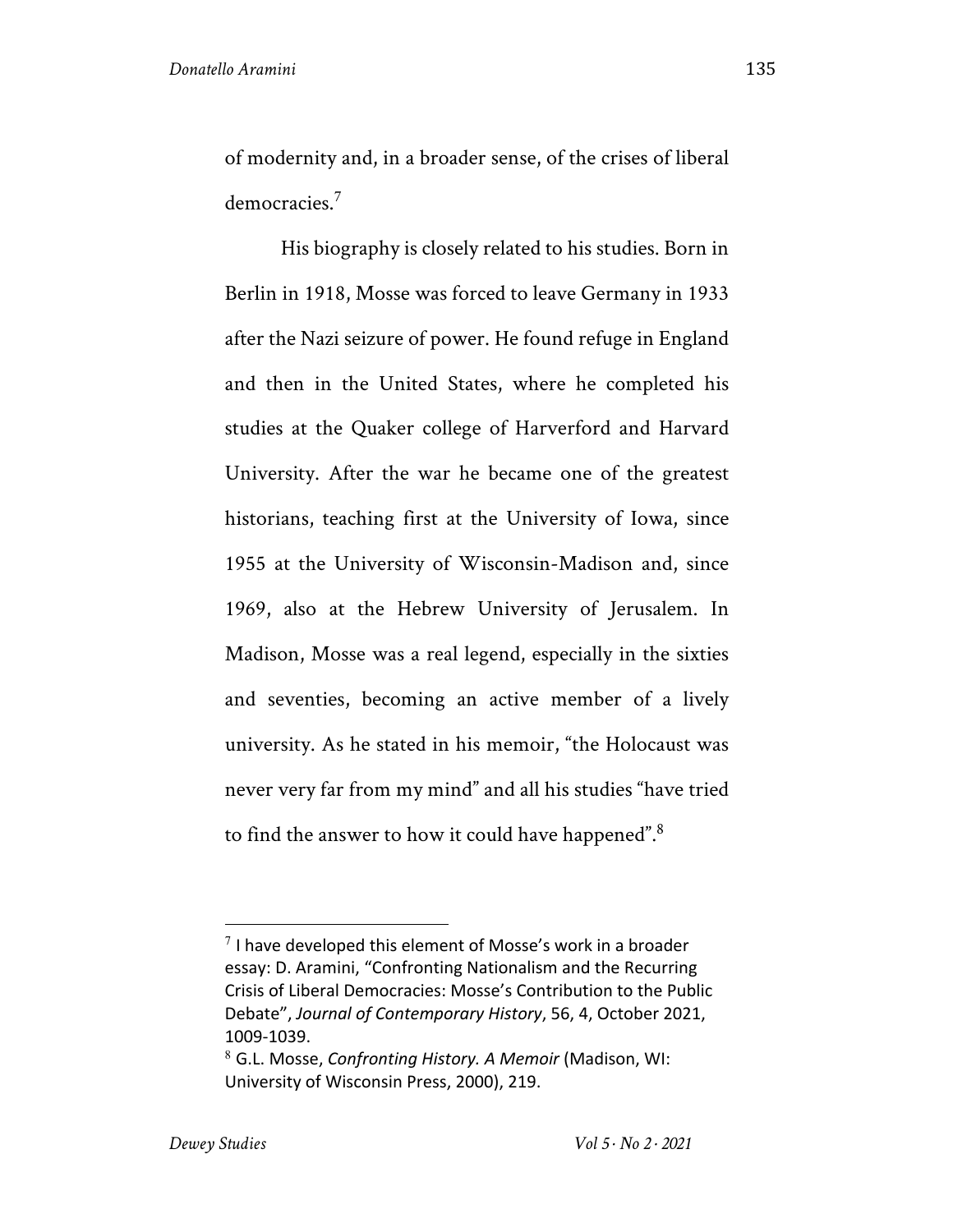of modernity and, in a broader sense, of the crises of liberal democracies.[7]

His biography is closely related to his studies. Born in Berlin in 1918, Mosse was forced to leave Germany in 1933 after the Nazi seizure of power. He found refuge in England and then in the United States, where he completed his studies at the Quaker college of Harverford and Harvard University. After the war he became one of the greatest historians, teaching first at the University of Iowa, since 1955 at the University of Wisconsin-Madison and, since 1969, also at the Hebrew University of Jerusalem. In Madison, Mosse was a real legend, especially in the sixties and seventies, becoming an active member of a lively university. As he stated in his memoir, "the Holocaust was never very far from my mind" and all his studies "have tried to find the answer to how it could have happened".[8]

---

[7] I have developed this element of Mosse's work in a broader essay: D. Aramini, "Confronting Nationalism and the Recurring Crisis of Liberal Democracies: Mosse's Contribution to the Public Debate", *Journal of Contemporary History*, 56, 4, October 2021, 1009-1039.

[8] G.L. Mosse, *Confronting History. A Memoir* (Madison, WI: University of Wisconsin Press, 2000), 219.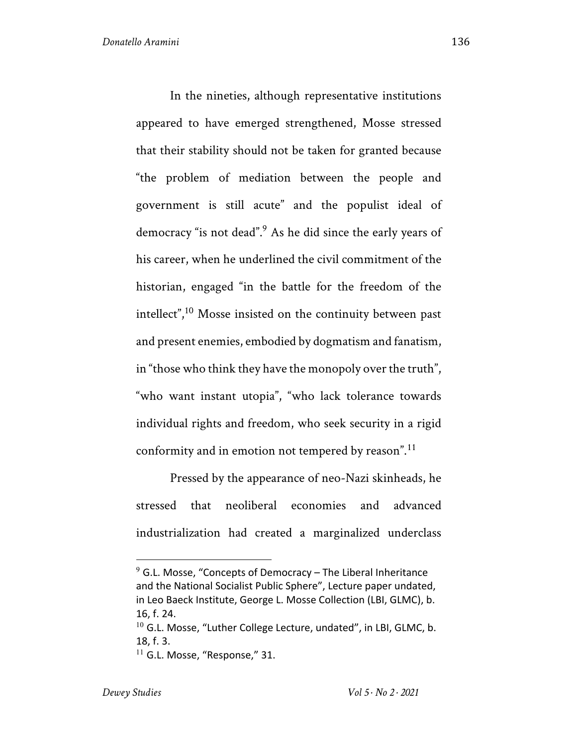In the nineties, although representative institutions appeared to have emerged strengthened, Mosse stressed that their stability should not be taken for granted because "the problem of mediation between the people and government is still acute" and the populist ideal of democracy "is not dead".[9] As he did since the early years of his career, when he underlined the civil commitment of the historian, engaged "in the battle for the freedom of the intellect",[10] Mosse insisted on the continuity between past and present enemies, embodied by dogmatism and fanatism, in "those who think they have the monopoly over the truth", "who want instant utopia", "who lack tolerance towards individual rights and freedom, who seek security in a rigid conformity and in emotion not tempered by reason".[11]

Pressed by the appearance of neo-Nazi skinheads, he stressed that neoliberal economies and advanced industrialization had created a marginalized underclass

---

[9] G.L. Mosse, "Concepts of Democracy – The Liberal Inheritance and the National Socialist Public Sphere", Lecture paper undated, in Leo Baeck Institute, George L. Mosse Collection (LBI, GLMC), b. 16, f. 24.

[10] G.L. Mosse, "Luther College Lecture, undated", in LBI, GLMC, b. 18, f. 3.

[11] G.L. Mosse, "Response," 31.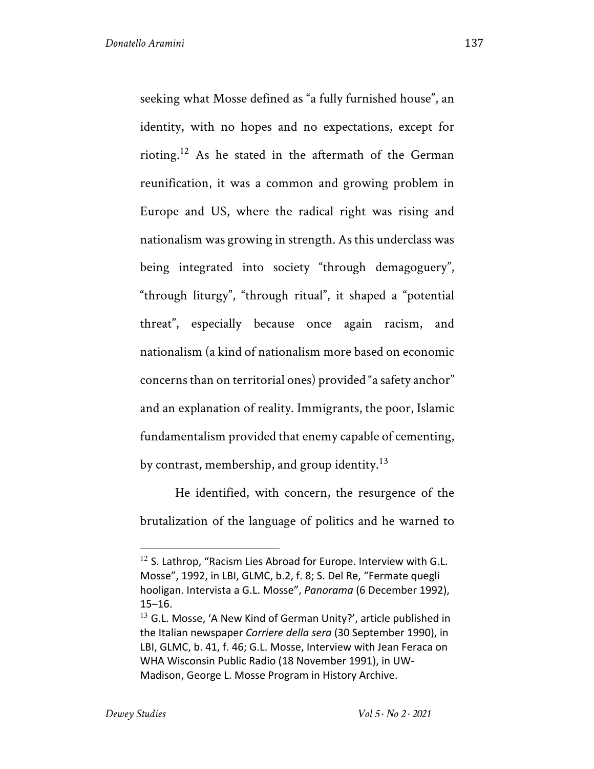seeking what Mosse defined as “a fully furnished house”, an identity, with no hopes and no expectations, except for rioting.[12] As he stated in the aftermath of the German reunification, it was a common and growing problem in Europe and US, where the radical right was rising and nationalism was growing in strength. As this underclass was being integrated into society “through demagoguery”, “through liturgy”, “through ritual”, it shaped a “potential threat”, especially because once again racism, and nationalism (a kind of nationalism more based on economic concerns than on territorial ones) provided “a safety anchor” and an explanation of reality. Immigrants, the poor, Islamic fundamentalism provided that enemy capable of cementing, by contrast, membership, and group identity.[13]

He identified, with concern, the resurgence of the brutalization of the language of politics and he warned to

---

[12] S. Lathrop, “Racism Lies Abroad for Europe. Interview with G.L. Mosse”, 1992, in LBI, GLMC, b.2, f. 8; S. Del Re, “Fermate quegli hooligan. Intervista a G.L. Mosse”, *Panorama* (6 December 1992), 15–16.

[13] G.L. Mosse, ‘A New Kind of German Unity?’, article published in the Italian newspaper *Corriere della sera* (30 September 1990), in LBI, GLMC, b. 41, f. 46; G.L. Mosse, Interview with Jean Feraca on WHA Wisconsin Public Radio (18 November 1991), in UW-Madison, George L. Mosse Program in History Archive.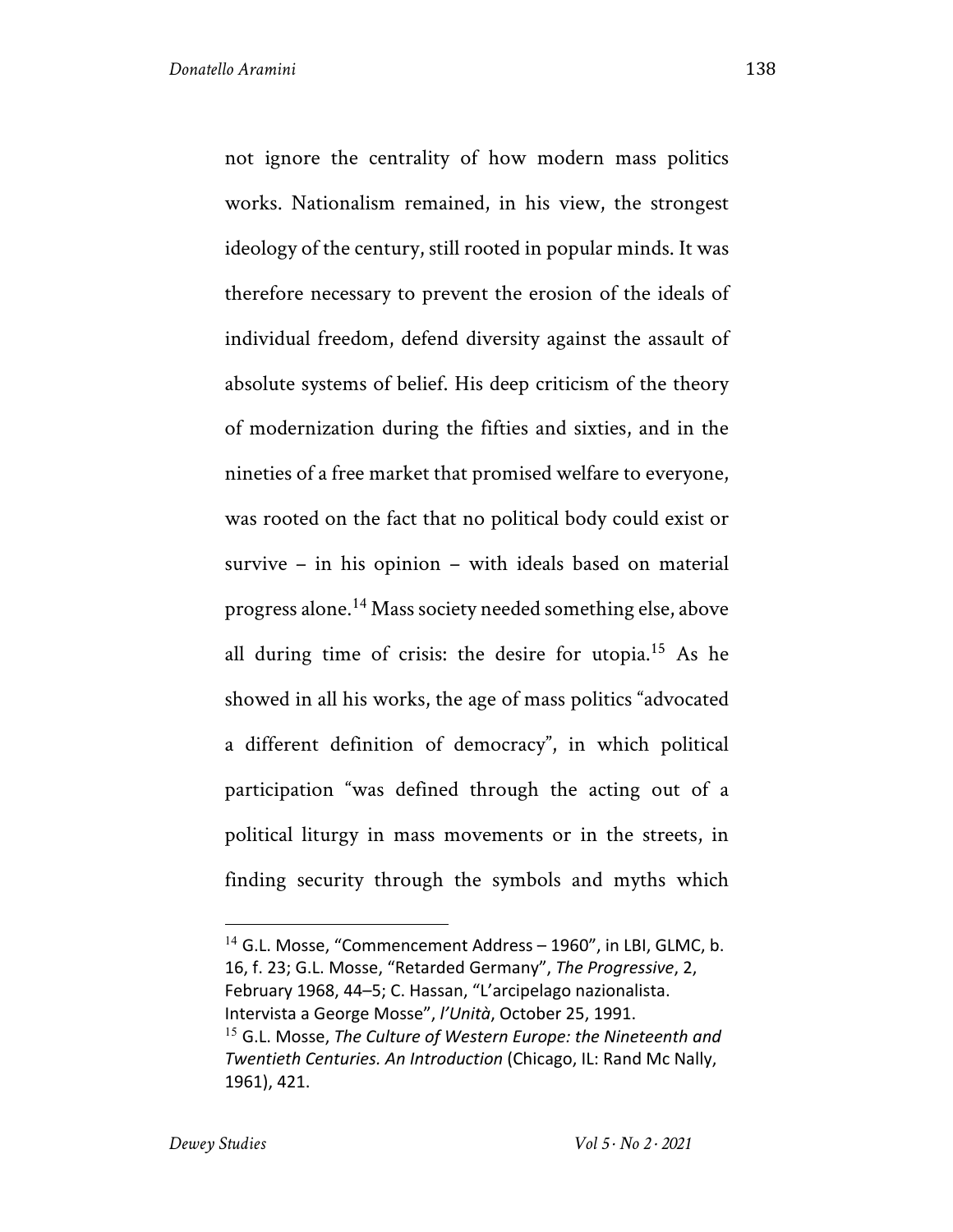not ignore the centrality of how modern mass politics works. Nationalism remained, in his view, the strongest ideology of the century, still rooted in popular minds. It was therefore necessary to prevent the erosion of the ideals of individual freedom, defend diversity against the assault of absolute systems of belief. His deep criticism of the theory of modernization during the fifties and sixties, and in the nineties of a free market that promised welfare to everyone, was rooted on the fact that no political body could exist or survive – in his opinion – with ideals based on material progress alone.[14] Mass society needed something else, above all during time of crisis: the desire for utopia.[15] As he showed in all his works, the age of mass politics "advocated a different definition of democracy", in which political participation "was defined through the acting out of a political liturgy in mass movements or in the streets, in finding security through the symbols and myths which

---

[14] G.L. Mosse, "Commencement Address – 1960", in LBI, GLMC, b. 16, f. 23; G.L. Mosse, "Retarded Germany", *The Progressive*, 2, February 1968, 44–5; C. Hassan, "L'arcipelago nazionalista. Intervista a George Mosse", *l'Unità*, October 25, 1991.

[15] G.L. Mosse, *The Culture of Western Europe: the Nineteenth and Twentieth Centuries. An Introduction* (Chicago, IL: Rand Mc Nally, 1961), 421.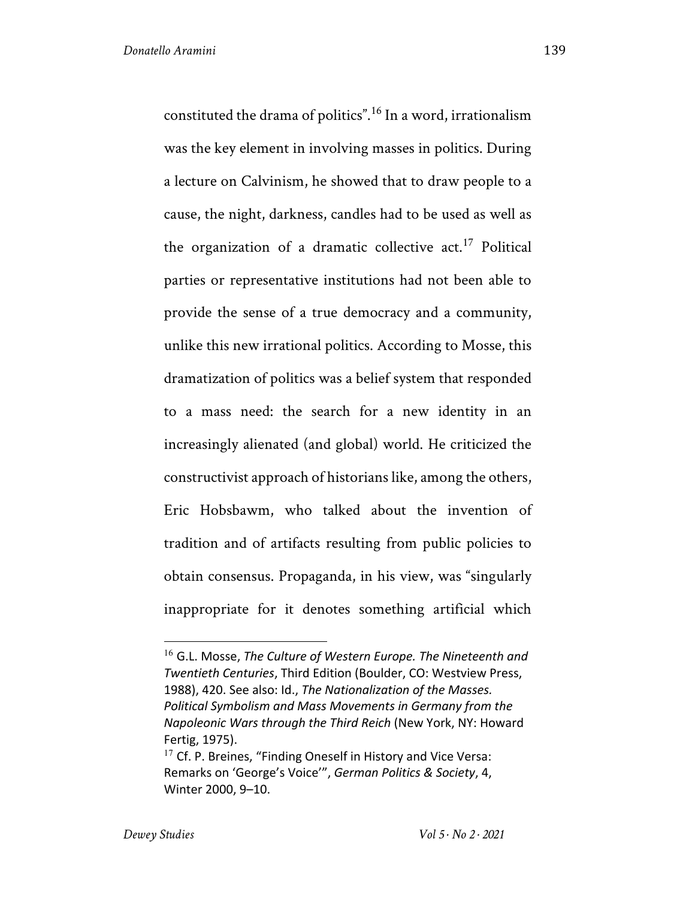constituted the drama of politics".[16] In a word, irrationalism was the key element in involving masses in politics. During a lecture on Calvinism, he showed that to draw people to a cause, the night, darkness, candles had to be used as well as the organization of a dramatic collective act.[17] Political parties or representative institutions had not been able to provide the sense of a true democracy and a community, unlike this new irrational politics. According to Mosse, this dramatization of politics was a belief system that responded to a mass need: the search for a new identity in an increasingly alienated (and global) world. He criticized the constructivist approach of historians like, among the others, Eric Hobsbawm, who talked about the invention of tradition and of artifacts resulting from public policies to obtain consensus. Propaganda, in his view, was "singularly inappropriate for it denotes something artificial which

---

[16] G.L. Mosse, *The Culture of Western Europe. The Nineteenth and Twentieth Centuries*, Third Edition (Boulder, CO: Westview Press, 1988), 420. See also: Id., *The Nationalization of the Masses. Political Symbolism and Mass Movements in Germany from the Napoleonic Wars through the Third Reich* (New York, NY: Howard Fertig, 1975).

[17] Cf. P. Breines, "Finding Oneself in History and Vice Versa: Remarks on 'George's Voice'", *German Politics & Society*, 4, Winter 2000, 9–10.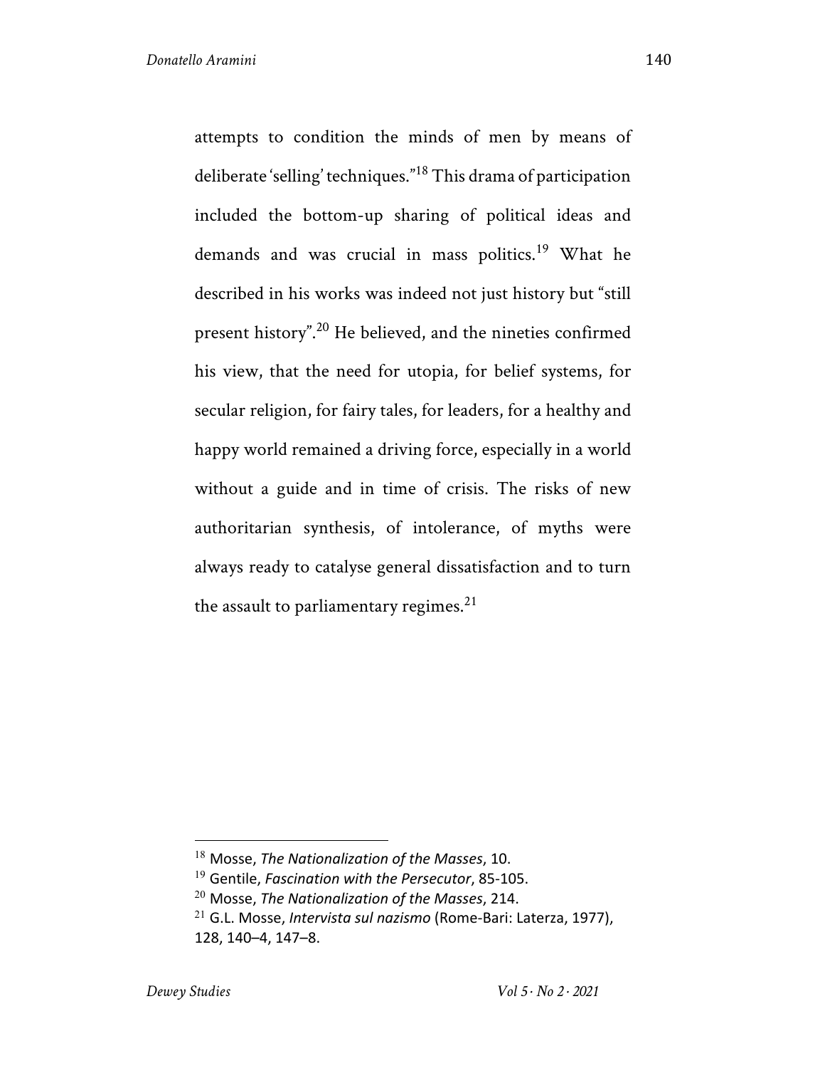attempts to condition the minds of men by means of deliberate 'selling' techniques."[18] This drama of participation included the bottom-up sharing of political ideas and demands and was crucial in mass politics.[19] What he described in his works was indeed not just history but "still present history".[20] He believed, and the nineties confirmed his view, that the need for utopia, for belief systems, for secular religion, for fairy tales, for leaders, for a healthy and happy world remained a driving force, especially in a world without a guide and in time of crisis. The risks of new authoritarian synthesis, of intolerance, of myths were always ready to catalyse general dissatisfaction and to turn the assault to parliamentary regimes.[21]

---

[18] Mosse, *The Nationalization of the Masses*, 10.

[19] Gentile, *Fascination with the Persecutor*, 85-105.

[20] Mosse, *The Nationalization of the Masses*, 214.

[21] G.L. Mosse, *Intervista sul nazismo* (Rome-Bari: Laterza, 1977), 128, 140–4, 147–8.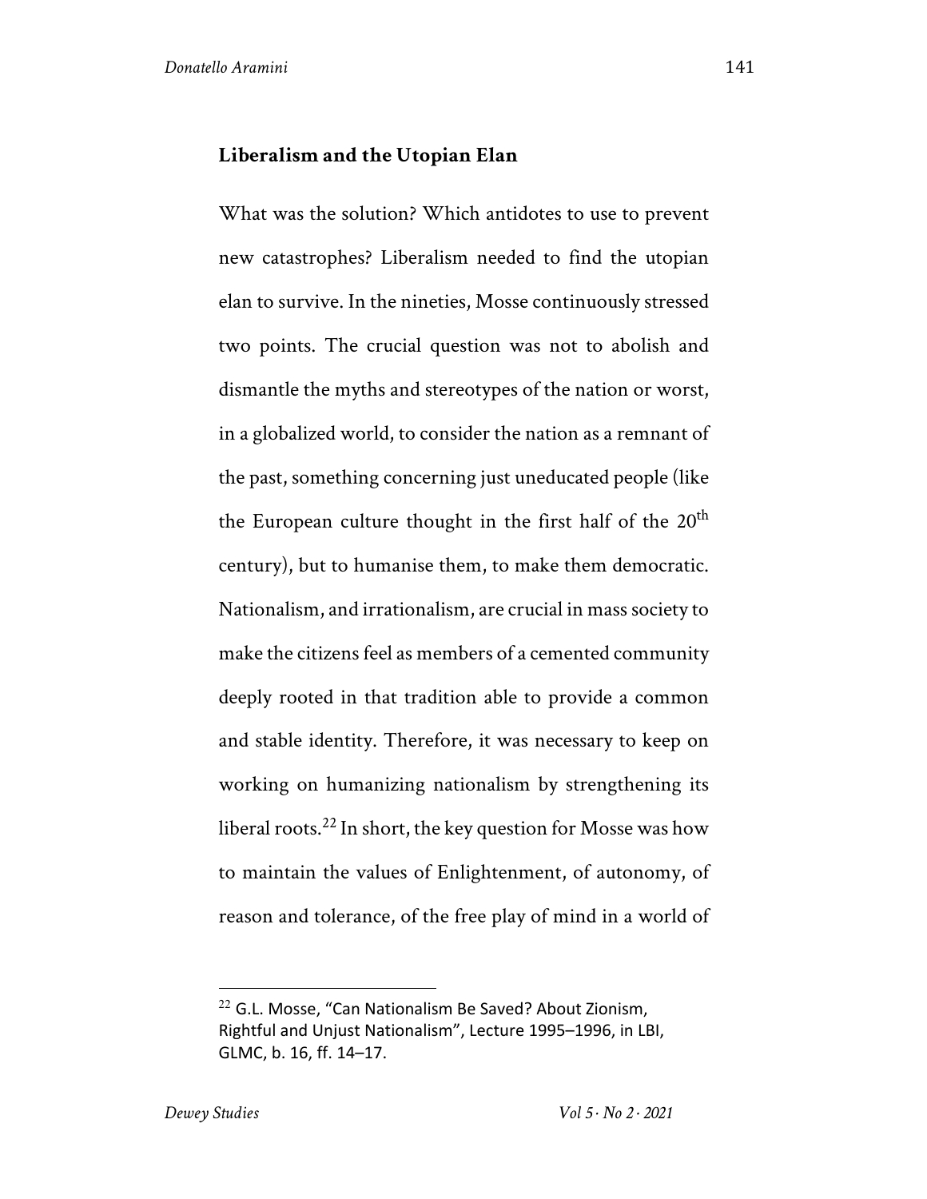## Liberalism and the Utopian Elan

What was the solution? Which antidotes to use to prevent new catastrophes? Liberalism needed to find the utopian elan to survive. In the nineties, Mosse continuously stressed two points. The crucial question was not to abolish and dismantle the myths and stereotypes of the nation or worst, in a globalized world, to consider the nation as a remnant of the past, something concerning just uneducated people (like the European culture thought in the first half of the 20th century), but to humanise them, to make them democratic. Nationalism, and irrationalism, are crucial in mass society to make the citizens feel as members of a cemented community deeply rooted in that tradition able to provide a common and stable identity. Therefore, it was necessary to keep on working on humanizing nationalism by strengthening its liberal roots.[22] In short, the key question for Mosse was how to maintain the values of Enlightenment, of autonomy, of reason and tolerance, of the free play of mind in a world of

---

[22] G.L. Mosse, "Can Nationalism Be Saved? About Zionism, Rightful and Unjust Nationalism", Lecture 1995–1996, in LBI, GLMC, b. 16, ff. 14–17.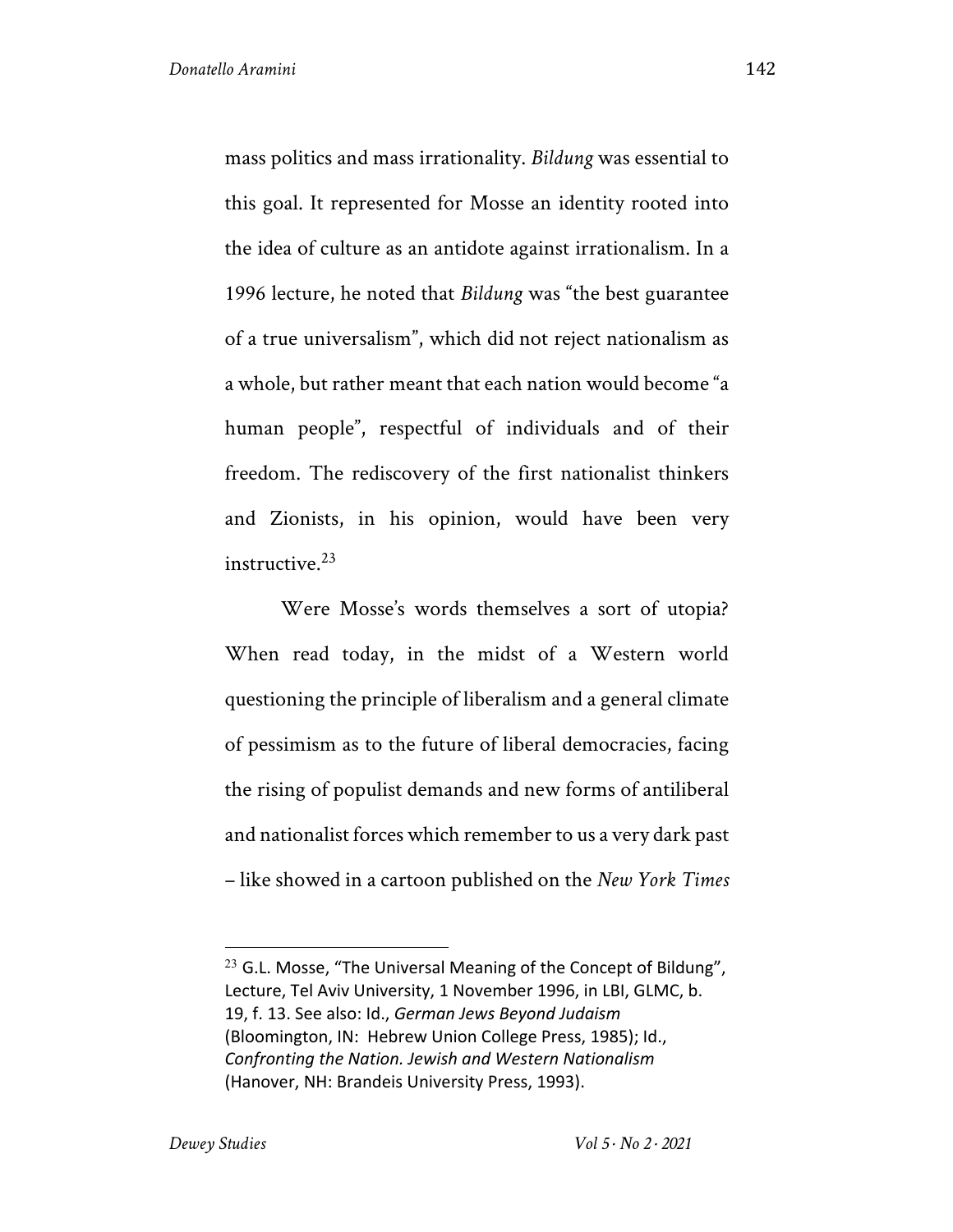mass politics and mass irrationality. *Bildung* was essential to this goal. It represented for Mosse an identity rooted into the idea of culture as an antidote against irrationalism. In a 1996 lecture, he noted that *Bildung* was "the best guarantee of a true universalism", which did not reject nationalism as a whole, but rather meant that each nation would become "a human people", respectful of individuals and of their freedom. The rediscovery of the first nationalist thinkers and Zionists, in his opinion, would have been very instructive.[23]

Were Mosse's words themselves a sort of utopia? When read today, in the midst of a Western world questioning the principle of liberalism and a general climate of pessimism as to the future of liberal democracies, facing the rising of populist demands and new forms of antiliberal and nationalist forces which remember to us a very dark past – like showed in a cartoon published on the *New York Times*

---

[23] G.L. Mosse, "The Universal Meaning of the Concept of Bildung", Lecture, Tel Aviv University, 1 November 1996, in LBI, GLMC, b. 19, f. 13. See also: Id., *German Jews Beyond Judaism* (Bloomington, IN: Hebrew Union College Press, 1985); Id., *Confronting the Nation. Jewish and Western Nationalism* (Hanover, NH: Brandeis University Press, 1993).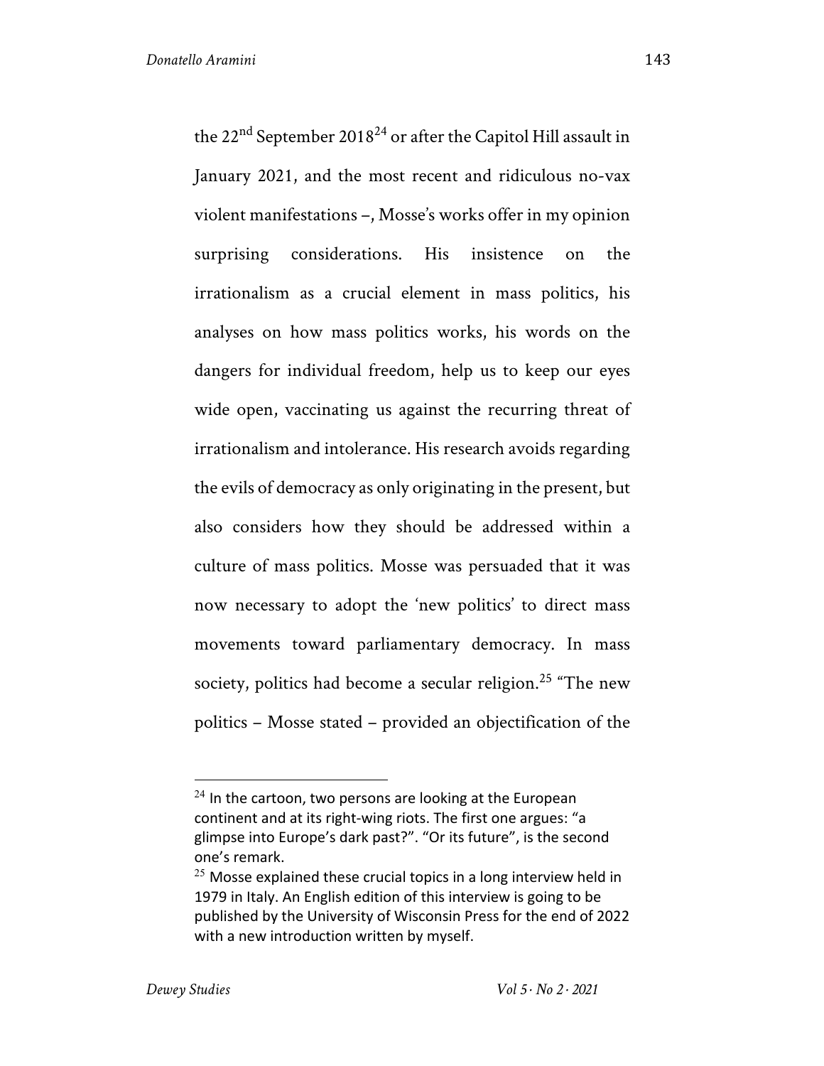the 22nd September 2018[24] or after the Capitol Hill assault in January 2021, and the most recent and ridiculous no-vax violent manifestations –, Mosse's works offer in my opinion surprising considerations. His insistence on the irrationalism as a crucial element in mass politics, his analyses on how mass politics works, his words on the dangers for individual freedom, help us to keep our eyes wide open, vaccinating us against the recurring threat of irrationalism and intolerance. His research avoids regarding the evils of democracy as only originating in the present, but also considers how they should be addressed within a culture of mass politics. Mosse was persuaded that it was now necessary to adopt the 'new politics' to direct mass movements toward parliamentary democracy. In mass society, politics had become a secular religion.[25] "The new politics – Mosse stated – provided an objectification of the

---

[24] In the cartoon, two persons are looking at the European continent and at its right-wing riots. The first one argues: "a glimpse into Europe's dark past?". "Or its future", is the second one's remark.

[25] Mosse explained these crucial topics in a long interview held in 1979 in Italy. An English edition of this interview is going to be published by the University of Wisconsin Press for the end of 2022 with a new introduction written by myself.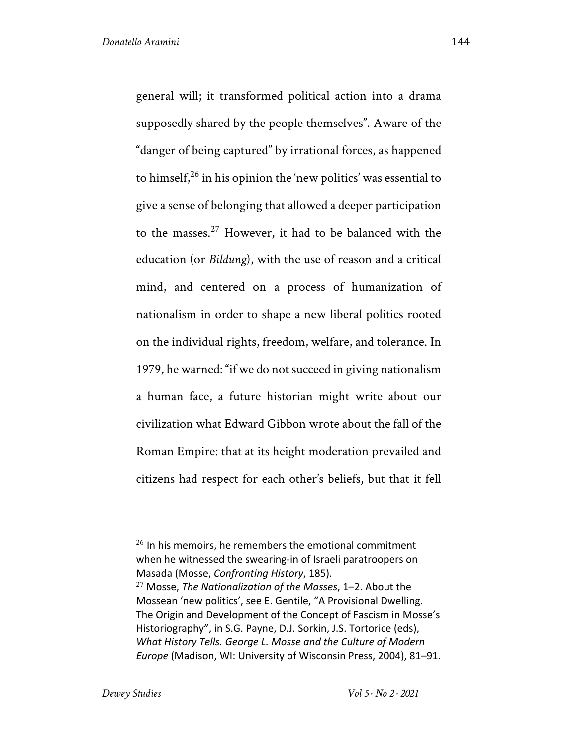general will; it transformed political action into a drama supposedly shared by the people themselves". Aware of the "danger of being captured" by irrational forces, as happened to himself,[26] in his opinion the 'new politics' was essential to give a sense of belonging that allowed a deeper participation to the masses.[27] However, it had to be balanced with the education (or *Bildung*), with the use of reason and a critical mind, and centered on a process of humanization of nationalism in order to shape a new liberal politics rooted on the individual rights, freedom, welfare, and tolerance. In 1979, he warned: "if we do not succeed in giving nationalism a human face, a future historian might write about our civilization what Edward Gibbon wrote about the fall of the Roman Empire: that at its height moderation prevailed and citizens had respect for each other's beliefs, but that it fell

---

[26] In his memoirs, he remembers the emotional commitment when he witnessed the swearing-in of Israeli paratroopers on Masada (Mosse, *Confronting History*, 185).

[27] Mosse, *The Nationalization of the Masses*, 1–2. About the Mossean 'new politics', see E. Gentile, "A Provisional Dwelling. The Origin and Development of the Concept of Fascism in Mosse's Historiography", in S.G. Payne, D.J. Sorkin, J.S. Tortorice (eds), *What History Tells. George L. Mosse and the Culture of Modern Europe* (Madison, WI: University of Wisconsin Press, 2004), 81–91.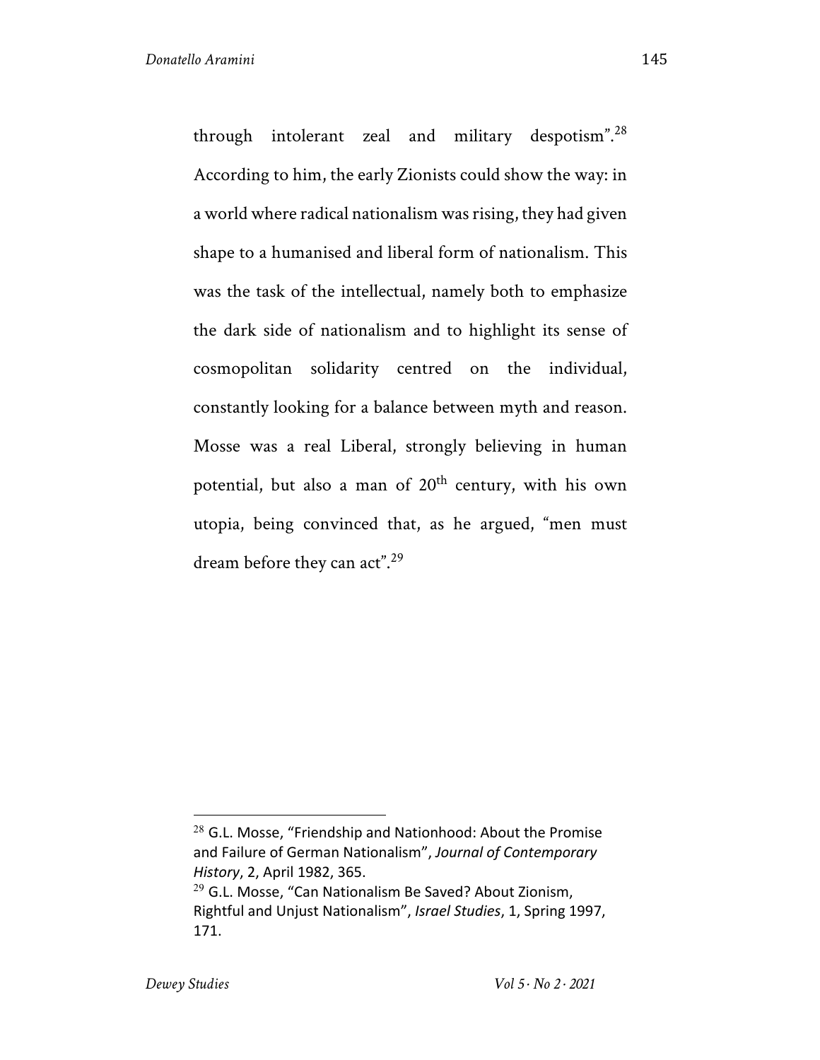through intolerant zeal and military despotism".[28] According to him, the early Zionists could show the way: in a world where radical nationalism was rising, they had given shape to a humanised and liberal form of nationalism. This was the task of the intellectual, namely both to emphasize the dark side of nationalism and to highlight its sense of cosmopolitan solidarity centred on the individual, constantly looking for a balance between myth and reason. Mosse was a real Liberal, strongly believing in human potential, but also a man of 20th century, with his own utopia, being convinced that, as he argued, "men must dream before they can act".[29]

---

[28] G.L. Mosse, "Friendship and Nationhood: About the Promise and Failure of German Nationalism", *Journal of Contemporary History*, 2, April 1982, 365.

[29] G.L. Mosse, "Can Nationalism Be Saved? About Zionism, Rightful and Unjust Nationalism", *Israel Studies*, 1, Spring 1997, 171.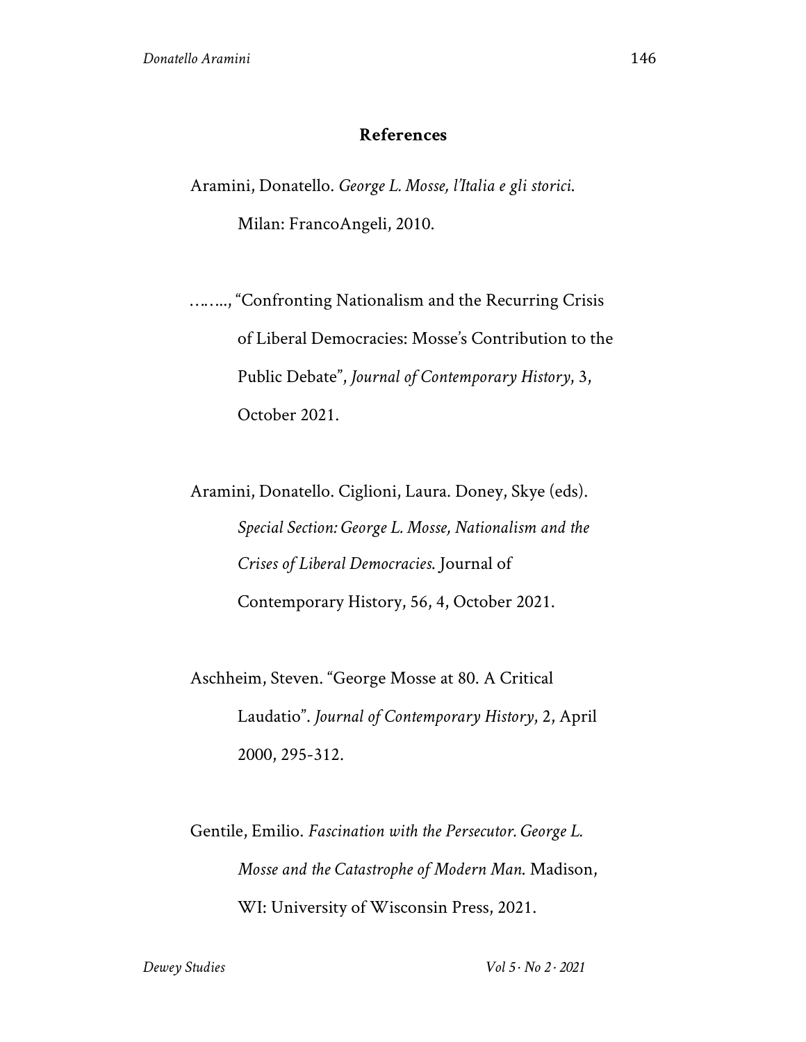## References

Aramini, Donatello. *George L. Mosse, l'Italia e gli storici.* Milan: FrancoAngeli, 2010.

……., "Confronting Nationalism and the Recurring Crisis of Liberal Democracies: Mosse's Contribution to the Public Debate", *Journal of Contemporary History,* 3, October 2021.

Aramini, Donatello. Ciglioni, Laura. Doney, Skye (eds). *Special Section: George L. Mosse, Nationalism and the Crises of Liberal Democracies.* Journal of Contemporary History, 56, 4, October 2021.

Aschheim, Steven. "George Mosse at 80. A Critical Laudatio". *Journal of Contemporary History*, 2, April 2000, 295-312.

Gentile, Emilio. *Fascination with the Persecutor. George L. Mosse and the Catastrophe of Modern Man.* Madison, WI: University of Wisconsin Press, 2021.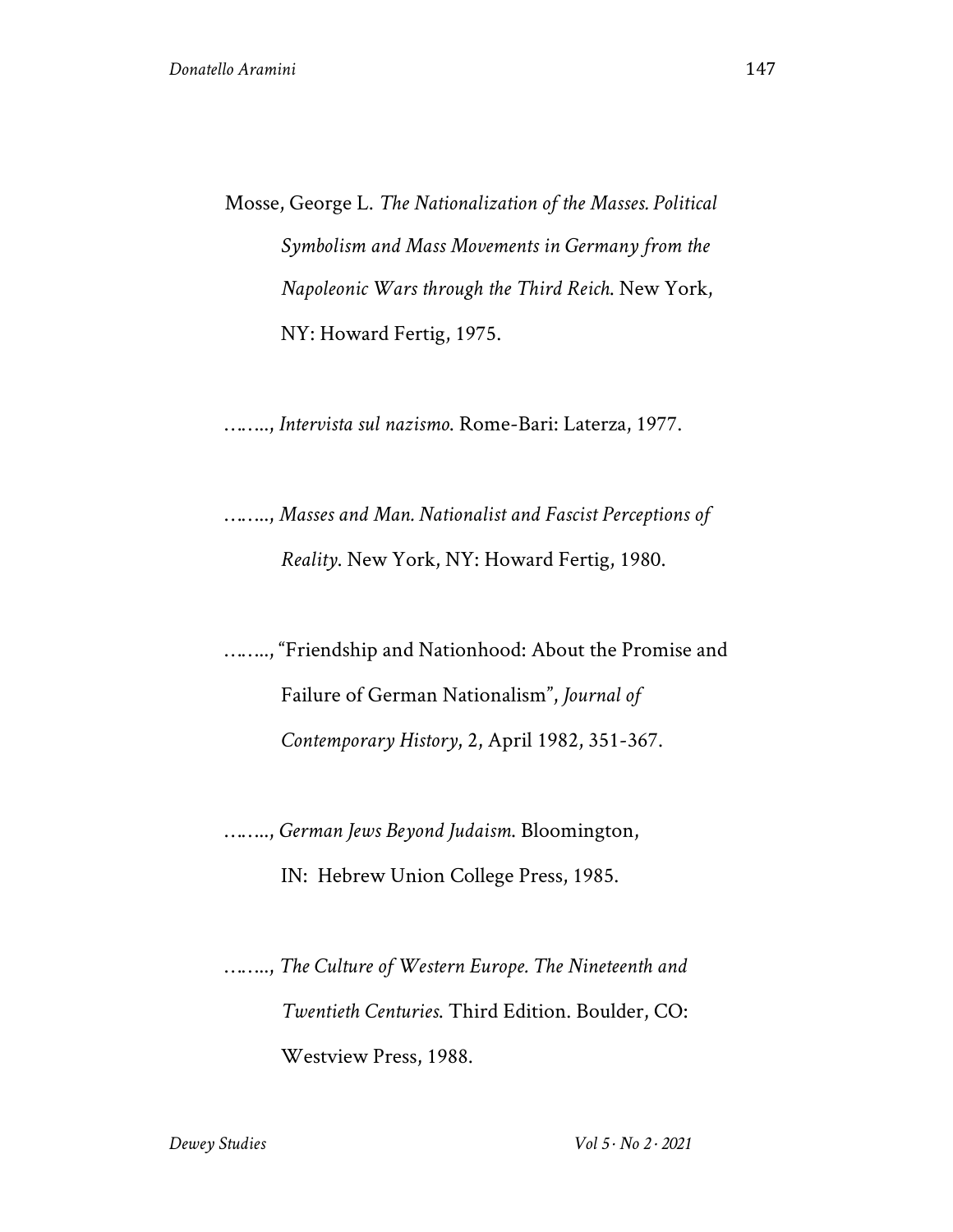Mosse, George L. *The Nationalization of the Masses. Political Symbolism and Mass Movements in Germany from the Napoleonic Wars through the Third Reich*. New York, NY: Howard Fertig, 1975.

…….., *Intervista sul nazismo*. Rome-Bari: Laterza, 1977.

…….., *Masses and Man. Nationalist and Fascist Perceptions of Reality*. New York, NY: Howard Fertig, 1980.

…….., "Friendship and Nationhood: About the Promise and Failure of German Nationalism", *Journal of Contemporary History*, 2, April 1982, 351-367.

…….., *German Jews Beyond Judaism*. Bloomington, IN: Hebrew Union College Press, 1985.

…….., *The Culture of Western Europe. The Nineteenth and Twentieth Centuries*. Third Edition. Boulder, CO: Westview Press, 1988.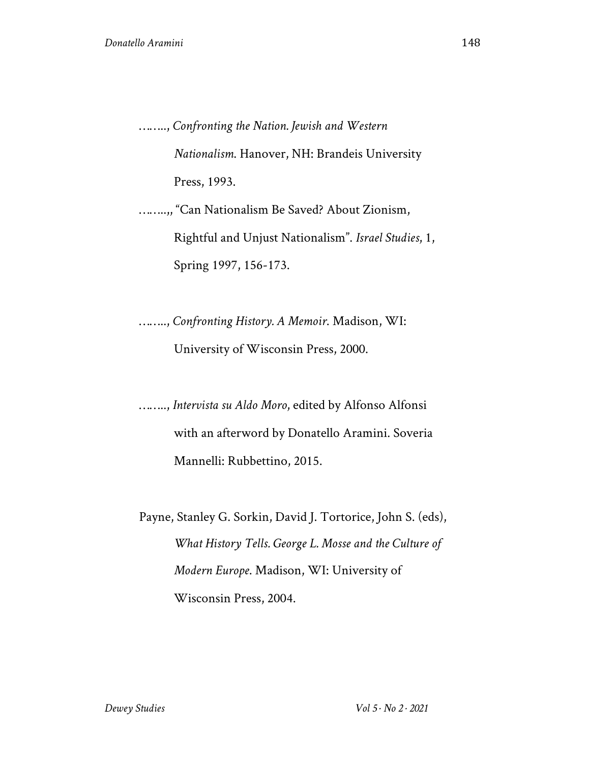……., *Confronting the Nation. Jewish and Western Nationalism.* Hanover, NH: Brandeis University Press, 1993.

…….,, "Can Nationalism Be Saved? About Zionism, Rightful and Unjust Nationalism". *Israel Studies*, 1, Spring 1997, 156-173.

……., *Confronting History. A Memoir.* Madison, WI: University of Wisconsin Press, 2000.

……., *Intervista su Aldo Moro*, edited by Alfonso Alfonsi with an afterword by Donatello Aramini. Soveria Mannelli: Rubbettino, 2015.

Payne, Stanley G. Sorkin, David J. Tortorice, John S. (eds), *What History Tells. George L. Mosse and the Culture of Modern Europe*. Madison, WI: University of Wisconsin Press, 2004.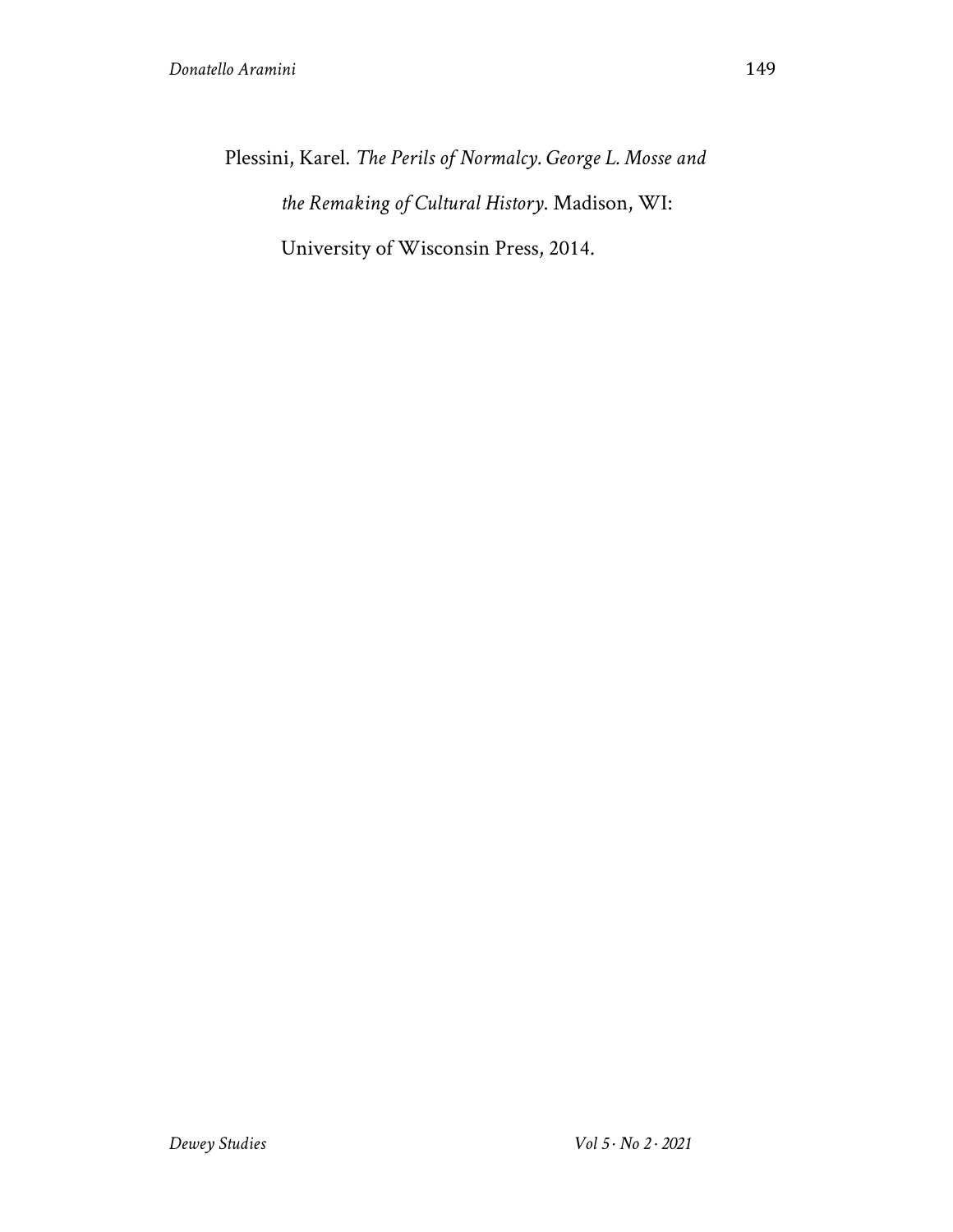Plessini, Karel. *The Perils of Normalcy. George L. Mosse and the Remaking of Cultural History*. Madison, WI: University of Wisconsin Press, 2014.